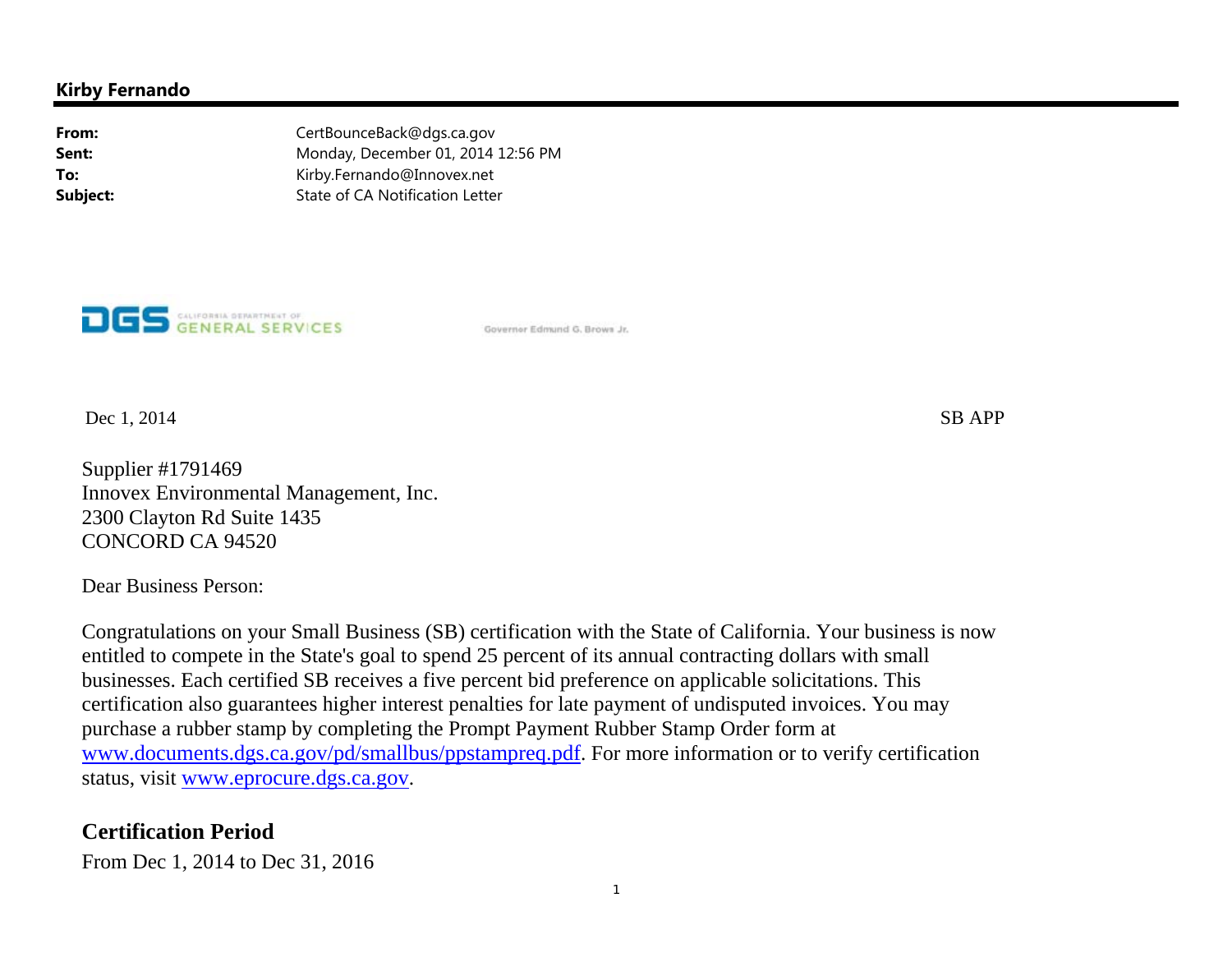**Kirby Fernando**

**From:** CertBounceBack@dgs.ca.gov
**Sent:** Monday, December 01, 2014 12:56 PM
**To:** Kirby.Fernando@Innovex.net
**Subject:** State of CA Notification Letter

DGS CALIFORNIA DEPARTMENT OF GENERAL SERVICES

Governor Edmund G. Brown Jr.

Dec 1, 2014

SB APP

Supplier #1791469
Innovex Environmental Management, Inc.
2300 Clayton Rd Suite 1435
CONCORD CA 94520

Dear Business Person:

Congratulations on your Small Business (SB) certification with the State of California. Your business is now entitled to compete in the State's goal to spend 25 percent of its annual contracting dollars with small businesses. Each certified SB receives a five percent bid preference on applicable solicitations. This certification also guarantees higher interest penalties for late payment of undisputed invoices. You may purchase a rubber stamp by completing the Prompt Payment Rubber Stamp Order form at www.documents.dgs.ca.gov/pd/smallbus/ppstampreq.pdf. For more information or to verify certification status, visit www.eprocure.dgs.ca.gov.

## Certification Period

From Dec 1, 2014 to Dec 31, 2016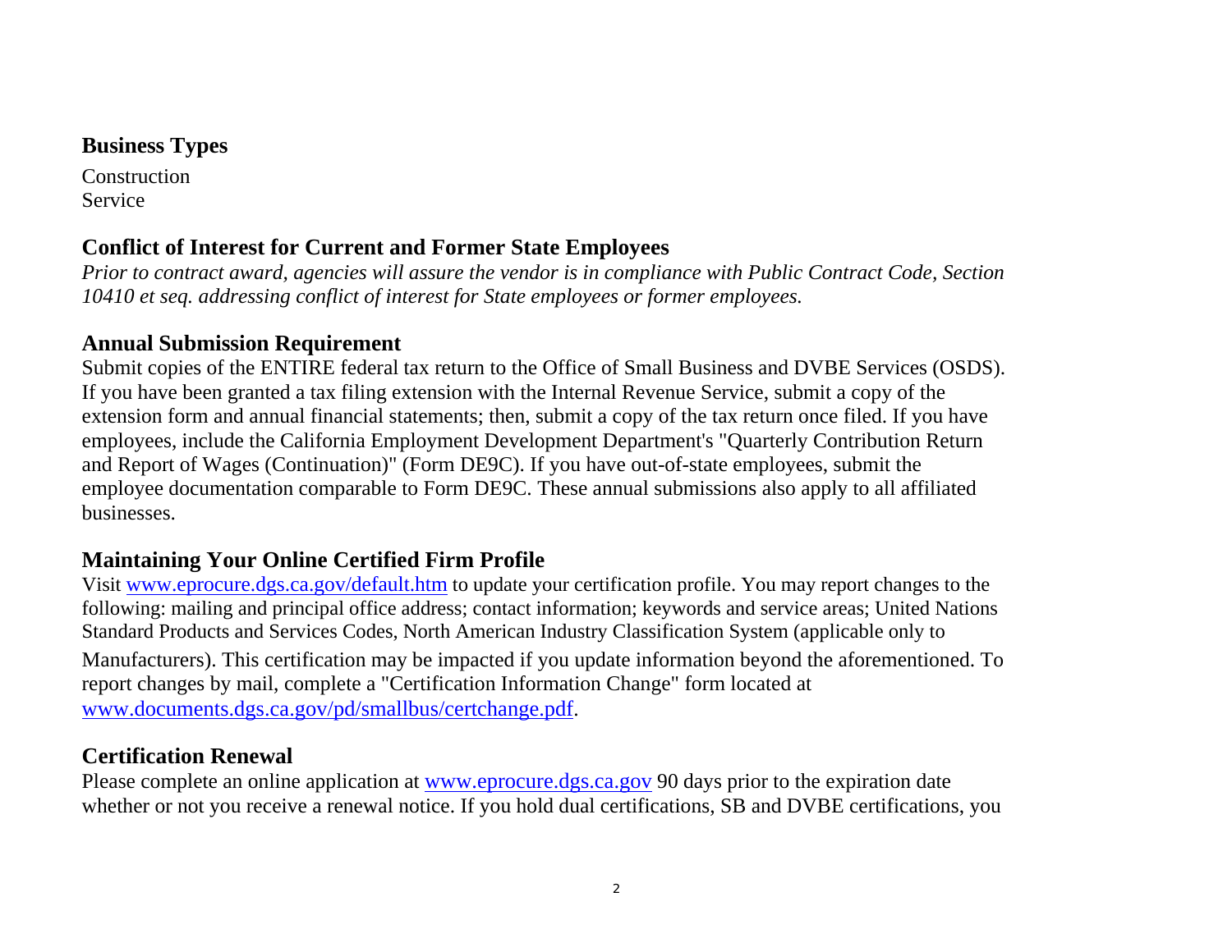## Business Types

Construction
Service

## Conflict of Interest for Current and Former State Employees

*Prior to contract award, agencies will assure the vendor is in compliance with Public Contract Code, Section 10410 et seq. addressing conflict of interest for State employees or former employees.*

## Annual Submission Requirement

Submit copies of the ENTIRE federal tax return to the Office of Small Business and DVBE Services (OSDS). If you have been granted a tax filing extension with the Internal Revenue Service, submit a copy of the extension form and annual financial statements; then, submit a copy of the tax return once filed. If you have employees, include the California Employment Development Department's "Quarterly Contribution Return and Report of Wages (Continuation)" (Form DE9C). If you have out-of-state employees, submit the employee documentation comparable to Form DE9C. These annual submissions also apply to all affiliated businesses.

## Maintaining Your Online Certified Firm Profile

Visit [www.eprocure.dgs.ca.gov/default.htm](www.eprocure.dgs.ca.gov/default.htm) to update your certification profile. You may report changes to the following: mailing and principal office address; contact information; keywords and service areas; United Nations Standard Products and Services Codes, North American Industry Classification System (applicable only to Manufacturers). This certification may be impacted if you update information beyond the aforementioned. To report changes by mail, complete a "Certification Information Change" form located at [www.documents.dgs.ca.gov/pd/smallbus/certchange.pdf](www.documents.dgs.ca.gov/pd/smallbus/certchange.pdf).

## Certification Renewal

Please complete an online application at [www.eprocure.dgs.ca.gov](www.eprocure.dgs.ca.gov) 90 days prior to the expiration date whether or not you receive a renewal notice. If you hold dual certifications, SB and DVBE certifications, you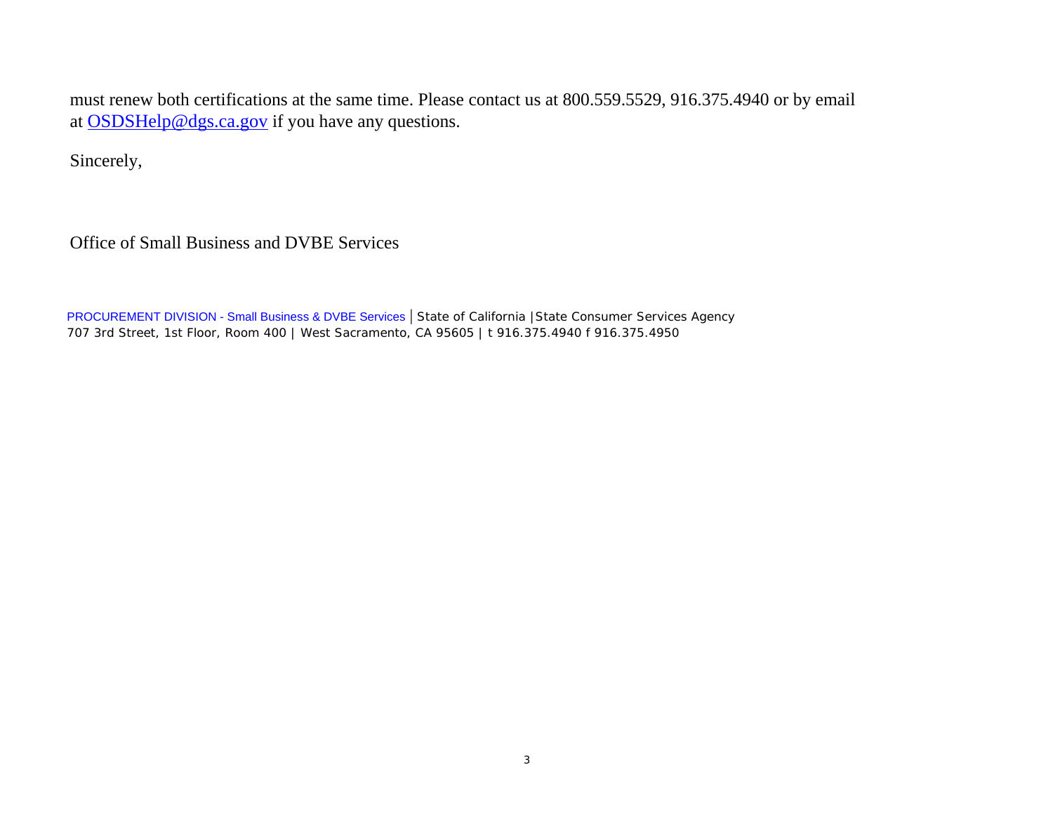must renew both certifications at the same time. Please contact us at 800.559.5529, 916.375.4940 or by email at OSDSHelp@dgs.ca.gov if you have any questions.

Sincerely,

Office of Small Business and DVBE Services

PROCUREMENT DIVISION - Small Business & DVBE Services | State of California | State Consumer Services Agency
707 3rd Street, 1st Floor, Room 400 | West Sacramento, CA 95605 | t 916.375.4940 f 916.375.4950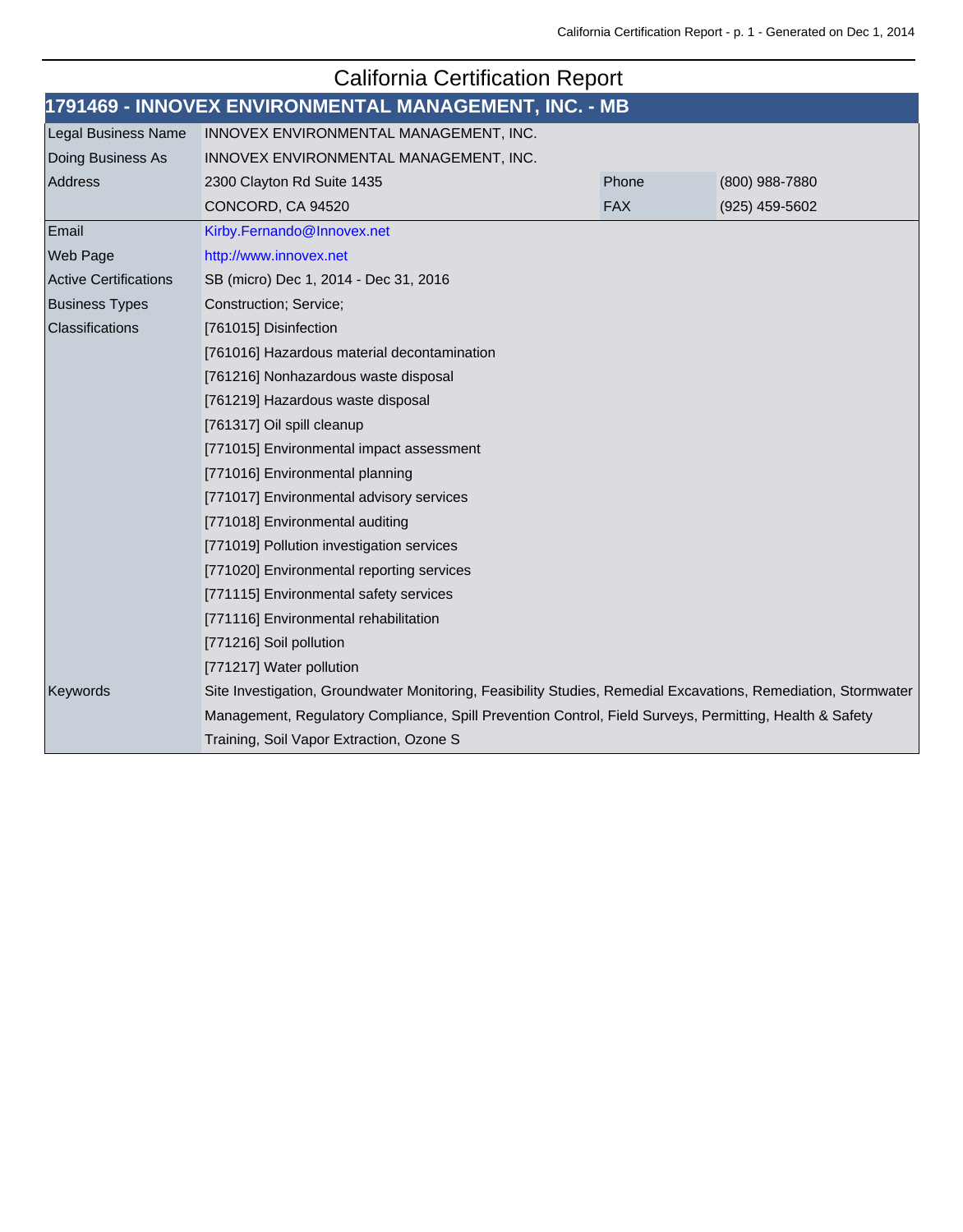# California Certification Report

## 1791469 - INNOVEX ENVIRONMENTAL MANAGEMENT, INC. - MB

| | | | |
|---|---|---|---|
| Legal Business Name | INNOVEX ENVIRONMENTAL MANAGEMENT, INC. | | |
| Doing Business As | INNOVEX ENVIRONMENTAL MANAGEMENT, INC. | | |
| Address | 2300 Clayton Rd Suite 1435 | Phone | (800) 988-7880 |
| | CONCORD, CA 94520 | FAX | (925) 459-5602 |
| Email | Kirby.Fernando@Innovex.net | | |
| Web Page | http://www.innovex.net | | |
| Active Certifications | SB (micro) Dec 1, 2014 - Dec 31, 2016 | | |
| Business Types | Construction; Service; | | |
| Classifications | [761015] Disinfection | | |
| | [761016] Hazardous material decontamination | | |
| | [761216] Nonhazardous waste disposal | | |
| | [761219] Hazardous waste disposal | | |
| | [761317] Oil spill cleanup | | |
| | [771015] Environmental impact assessment | | |
| | [771016] Environmental planning | | |
| | [771017] Environmental advisory services | | |
| | [771018] Environmental auditing | | |
| | [771019] Pollution investigation services | | |
| | [771020] Environmental reporting services | | |
| | [771115] Environmental safety services | | |
| | [771116] Environmental rehabilitation | | |
| | [771216] Soil pollution | | |
| | [771217] Water pollution | | |
| Keywords | Site Investigation, Groundwater Monitoring, Feasibility Studies, Remedial Excavations, Remediation, Stormwater Management, Regulatory Compliance, Spill Prevention Control, Field Surveys, Permitting, Health & Safety Training, Soil Vapor Extraction, Ozone S | | |